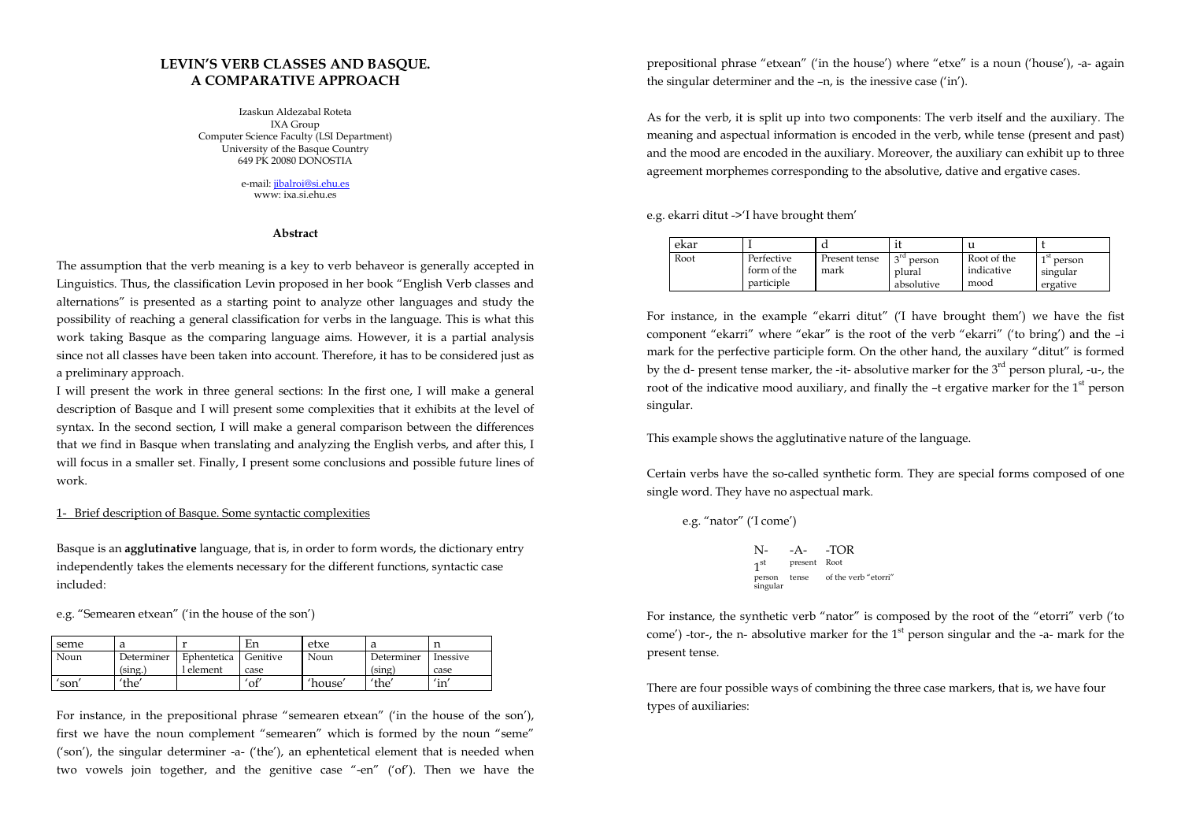# LEVIN'S VERB CLASSES AND BASQUE. A COMPARATIVE APPROACH

Izaskun Aldezabal Roteta
IXA Group
Computer Science Faculty (LSI Department)
University of the Basque Country
649 PK 20080 DONOSTIA

e-mail: jibalroi@si.ehu.es
www: ixa.si.ehu.es

### Abstract

The assumption that the verb meaning is a key to verb behaveor is generally accepted in Linguistics. Thus, the classification Levin proposed in her book "English Verb classes and alternations" is presented as a starting point to analyze other languages and study the possibility of reaching a general classification for verbs in the language. This is what this work taking Basque as the comparing language aims. However, it is a partial analysis since not all classes have been taken into account. Therefore, it has to be considered just as a preliminary approach.

I will present the work in three general sections: In the first one, I will make a general description of Basque and I will present some complexities that it exhibits at the level of syntax. In the second section, I will make a general comparison between the differences that we find in Basque when translating and analyzing the English verbs, and after this, I will focus in a smaller set. Finally, I present some conclusions and possible future lines of work.

## 1- Brief description of Basque. Some syntactic complexities

Basque is an **agglutinative** language, that is, in order to form words, the dictionary entry independently takes the elements necessary for the different functions, syntactic case included:

e.g. "Semearen etxean" ('in the house of the son')

| seme | a | r | En | etxe | a | n |
|---|---|---|---|---|---|---|
| Noun | Determiner (sing.) | Ephentetica l element | Genitive case | Noun | Determiner (sing) | Inessive case |
| 'son' | 'the' | | 'of' | 'house' | 'the' | 'in' |

For instance, in the prepositional phrase "semearen etxean" ('in the house of the son'), first we have the noun complement "semearen" which is formed by the noun "seme" ('son'), the singular determiner -a- ('the'), an ephentetical element that is needed when two vowels join together, and the genitive case "-en" ('of'). Then we have the prepositional phrase "etxean" ('in the house') where "etxe" is a noun ('house'), -a- again the singular determiner and the –n, is the inessive case ('in').

As for the verb, it is split up into two components: The verb itself and the auxiliary. The meaning and aspectual information is encoded in the verb, while tense (present and past) and the mood are encoded in the auxiliary. Moreover, the auxiliary can exhibit up to three agreement morphemes corresponding to the absolutive, dative and ergative cases.

e.g. ekarri ditut ->'I have brought them'

| ekar | I | d | it | u | t |
|---|---|---|---|---|---|
| Root | Perfective form of the participle | Present tense mark | 3rd person plural absolutive | Root of the indicative mood | 1st person singular ergative |

For instance, in the example "ekarri ditut" ('I have brought them') we have the fist component "ekarri" where "ekar" is the root of the verb "ekarri" ('to bring') and the –i mark for the perfective participle form. On the other hand, the auxilary "ditut" is formed by the d- present tense marker, the -it- absolutive marker for the 3rd person plural, -u-, the root of the indicative mood auxiliary, and finally the –t ergative marker for the 1st person singular.

This example shows the agglutinative nature of the language.

Certain verbs have the so-called synthetic form. They are special forms composed of one single word. They have no aspectual mark.

e.g. "nator" ('I come')

| N- | -A- | -TOR |
|---|---|---|
| 1st person singular | present tense | Root of the verb "etorri" |

For instance, the synthetic verb "nator" is composed by the root of the "etorri" verb ('to come') -tor-, the n- absolutive marker for the 1st person singular and the -a- mark for the present tense.

There are four possible ways of combining the three case markers, that is, we have four types of auxiliaries: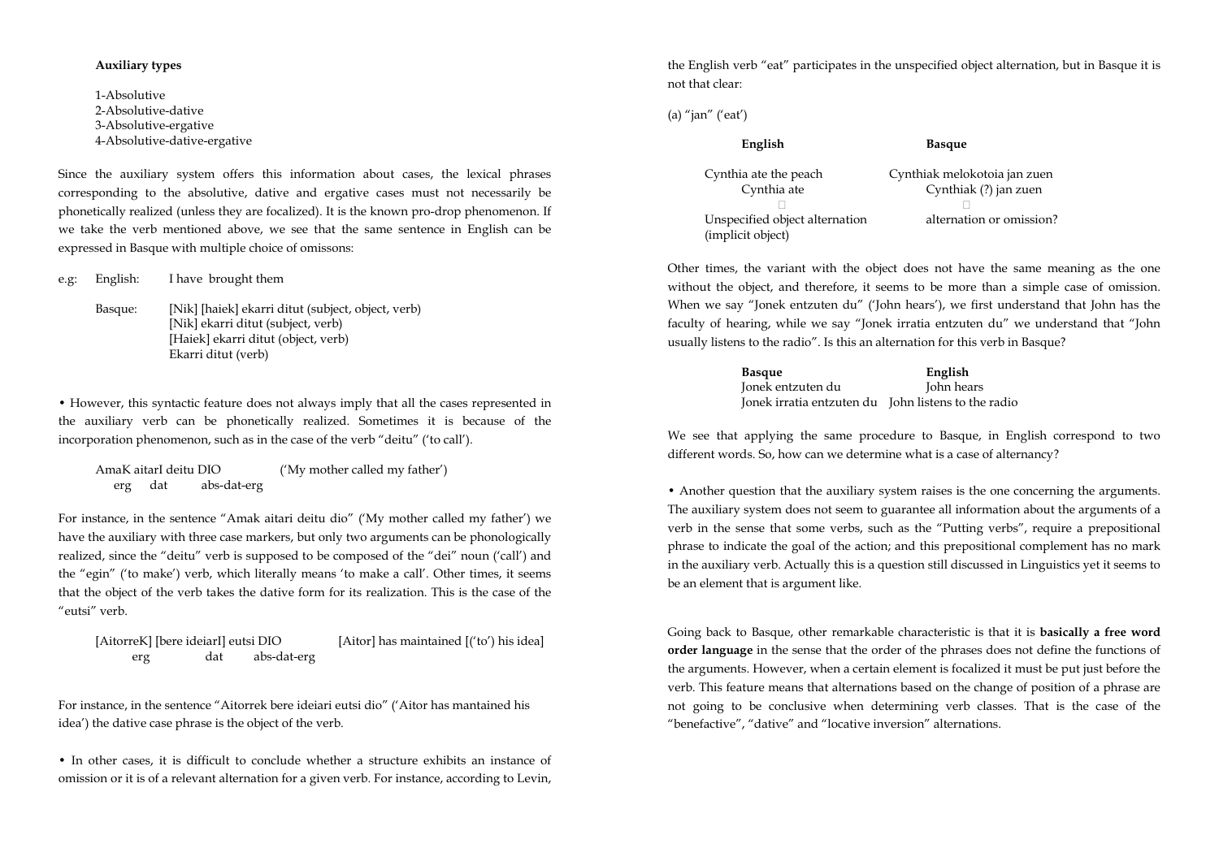**Auxiliary types**

1-Absolutive
2-Absolutive-dative
3-Absolutive-ergative
4-Absolutive-dative-ergative

Since the auxiliary system offers this information about cases, the lexical phrases corresponding to the absolutive, dative and ergative cases must not necessarily be phonetically realized (unless they are focalized). It is the known pro-drop phenomenon. If we take the verb mentioned above, we see that the same sentence in English can be expressed in Basque with multiple choice of omissons:

e.g: English: I have brought them

Basque: [Nik] [haiek] ekarri ditut (subject, object, verb)
[Nik] ekarri ditut (subject, verb)
[Haiek] ekarri ditut (object, verb)
Ekarri ditut (verb)

• However, this syntactic feature does not always imply that all the cases represented in the auxiliary verb can be phonetically realized. Sometimes it is because of the incorporation phenomenon, such as in the case of the verb "deitu" ('to call').

AmaK aitarI deitu DIO ('My mother called my father')
erg dat abs-dat-erg

For instance, in the sentence "Amak aitari deitu dio" ('My mother called my father') we have the auxiliary with three case markers, but only two arguments can be phonologically realized, since the "deitu" verb is supposed to be composed of the "dei" noun ('call') and the "egin" ('to make') verb, which literally means 'to make a call'. Other times, it seems that the object of the verb takes the dative form for its realization. This is the case of the "eutsi" verb.

[AitorreK] [bere ideiarI] eutsi DIO [Aitor] has maintained [('to') his idea]
erg dat abs-dat-erg

For instance, in the sentence "Aitorrek bere ideiari eutsi dio" ('Aitor has mantained his idea') the dative case phrase is the object of the verb.

• In other cases, it is difficult to conclude whether a structure exhibits an instance of omission or it is of a relevant alternation for a given verb. For instance, according to Levin, the English verb "eat" participates in the unspecified object alternation, but in Basque it is not that clear:

(a) "jan" ('eat')

| **English** | **Basque** |
|---|---|
| Cynthia ate the peach | Cynthiak melokotoia jan zuen |
| Cynthia ate | Cynthiak (?) jan zuen |
| ↓ | ↓ |
| Unspecified object alternation (implicit object) | alternation or omission? |

Other times, the variant with the object does not have the same meaning as the one without the object, and therefore, it seems to be more than a simple case of omission. When we say "Jonek entzuten du" ('John hears'), we first understand that John has the faculty of hearing, while we say "Jonek irratia entzuten du" we understand that "John usually listens to the radio". Is this an alternation for this verb in Basque?

| **Basque** | **English** |
|---|---|
| Jonek entzuten du | John hears |
| Jonek irratia entzuten du | John listens to the radio |

We see that applying the same procedure to Basque, in English correspond to two different words. So, how can we determine what is a case of alternancy?

• Another question that the auxiliary system raises is the one concerning the arguments. The auxiliary system does not seem to guarantee all information about the arguments of a verb in the sense that some verbs, such as the "Putting verbs", require a prepositional phrase to indicate the goal of the action; and this prepositional complement has no mark in the auxiliary verb. Actually this is a question still discussed in Linguistics yet it seems to be an element that is argument like.

Going back to Basque, other remarkable characteristic is that it is **basically a free word order language** in the sense that the order of the phrases does not define the functions of the arguments. However, when a certain element is focalized it must be put just before the verb. This feature means that alternations based on the change of position of a phrase are not going to be conclusive when determining verb classes. That is the case of the "benefactive", "dative" and "locative inversion" alternations.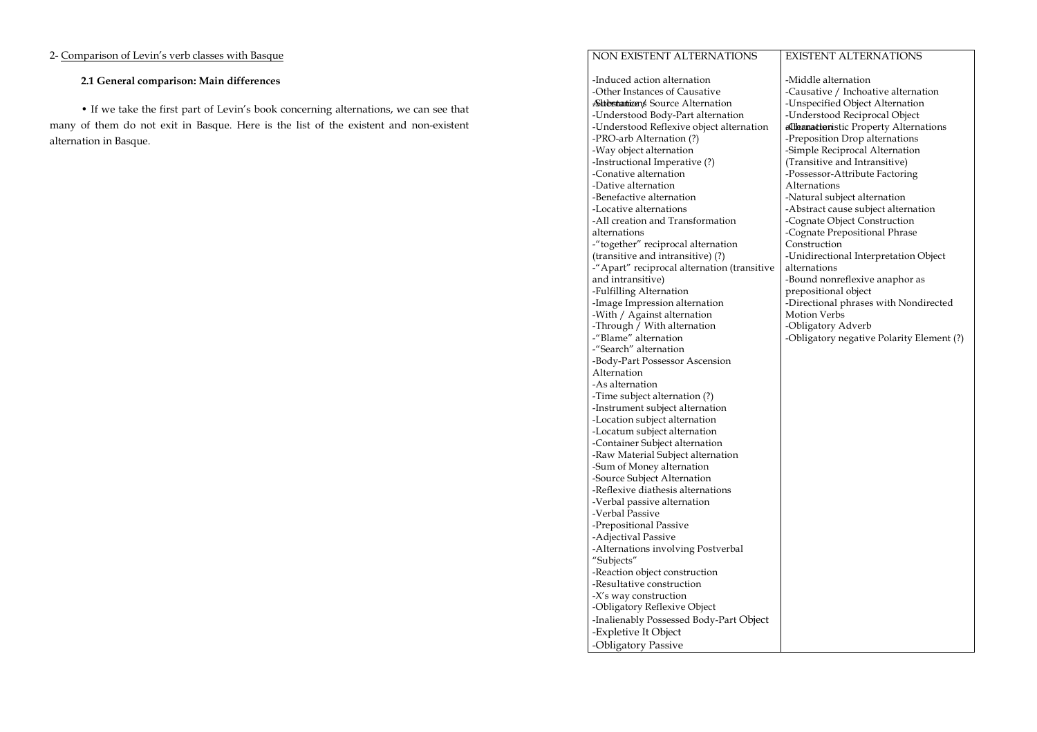2- Comparison of Levin's verb classes with Basque

**2.1 General comparison: Main differences**

• If we take the first part of Levin's book concerning alternations, we can see that many of them do not exit in Basque. Here is the list of the existent and non-existent alternation in Basque.

| NON EXISTENT ALTERNATIONS | EXISTENT ALTERNATIONS |
| --- | --- |
| -Induced action alternation | -Middle alternation |
| -Other Instances of Causative Alternations | -Causative / Inchoative alternation |
| -Substance / Source Alternation | -Unspecified Object Alternation |
| -Understood Body-Part alternation | -Understood Reciprocal Object alternation |
| -Understood Reflexive object alternation | -Characteristic Property Alternations |
| -PRO-arb Alternation (?) | -Preposition Drop alternations |
| -Way object alternation | -Simple Reciprocal Alternation (Transitive and Intransitive) |
| -Instructional Imperative (?) | -Possessor-Attribute Factoring Alternations |
| -Conative alternation | -Natural subject alternation |
| -Dative alternation | -Abstract cause subject alternation |
| -Benefactive alternation | -Cognate Object Construction |
| -Locative alternations | -Cognate Prepositional Phrase Construction |
| -All creation and Transformation alternations | -Unidirectional Interpretation Object alternations |
| -"together" reciprocal alternation (transitive and intransitive) (?) | -Bound nonreflexive anaphor as prepositional object |
| -"Apart" reciprocal alternation (transitive and intransitive) | -Directional phrases with Nondirected Motion Verbs |
| -Fulfilling Alternation | -Obligatory Adverb |
| -Image Impression alternation | -Obligatory negative Polarity Element (?) |
| -With / Against alternation | |
| -Through / With alternation | |
| -"Blame" alternation | |
| -"Search" alternation | |
| -Body-Part Possessor Ascension Alternation | |
| -As alternation | |
| -Time subject alternation (?) | |
| -Instrument subject alternation | |
| -Location subject alternation | |
| -Locatum subject alternation | |
| -Container Subject alternation | |
| -Raw Material Subject alternation | |
| -Sum of Money alternation | |
| -Source Subject Alternation | |
| -Reflexive diathesis alternations | |
| -Verbal passive alternation | |
| -Verbal Passive | |
| -Prepositional Passive | |
| -Adjectival Passive | |
| -Alternations involving Postverbal "Subjects" | |
| -Reaction object construction | |
| -Resultative construction | |
| -X's way construction | |
| -Obligatory Reflexive Object | |
| -Inalienably Possessed Body-Part Object | |
| -Expletive It Object | |
| -Obligatory Passive | |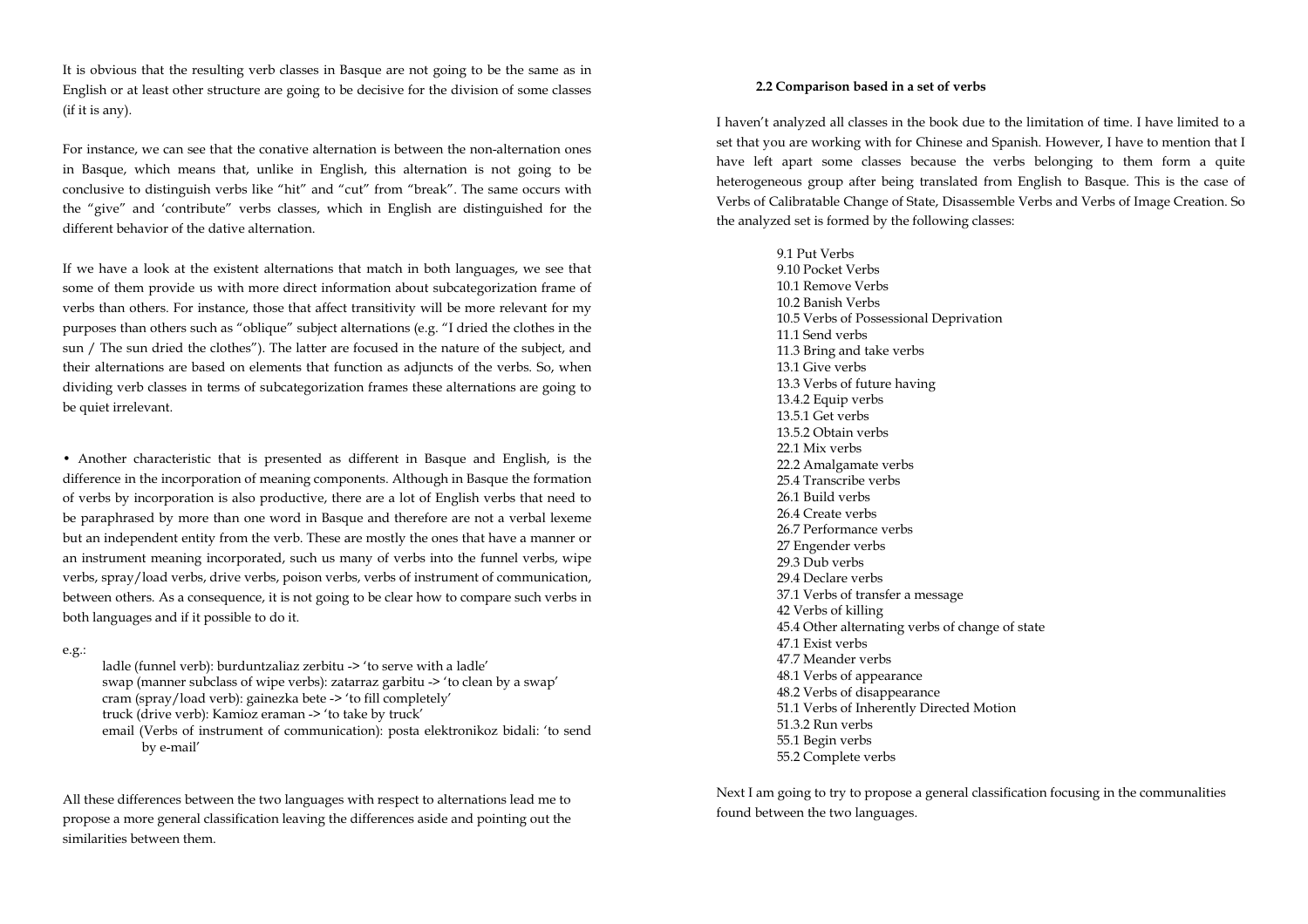It is obvious that the resulting verb classes in Basque are not going to be the same as in English or at least other structure are going to be decisive for the division of some classes (if it is any).

For instance, we can see that the conative alternation is between the non-alternation ones in Basque, which means that, unlike in English, this alternation is not going to be conclusive to distinguish verbs like "hit" and "cut" from "break". The same occurs with the "give" and 'contribute" verbs classes, which in English are distinguished for the different behavior of the dative alternation.

If we have a look at the existent alternations that match in both languages, we see that some of them provide us with more direct information about subcategorization frame of verbs than others. For instance, those that affect transitivity will be more relevant for my purposes than others such as "oblique" subject alternations (e.g. "I dried the clothes in the sun / The sun dried the clothes"). The latter are focused in the nature of the subject, and their alternations are based on elements that function as adjuncts of the verbs. So, when dividing verb classes in terms of subcategorization frames these alternations are going to be quiet irrelevant.

• Another characteristic that is presented as different in Basque and English, is the difference in the incorporation of meaning components. Although in Basque the formation of verbs by incorporation is also productive, there are a lot of English verbs that need to be paraphrased by more than one word in Basque and therefore are not a verbal lexeme but an independent entity from the verb. These are mostly the ones that have a manner or an instrument meaning incorporated, such us many of verbs into the funnel verbs, wipe verbs, spray/load verbs, drive verbs, poison verbs, verbs of instrument of communication, between others. As a consequence, it is not going to be clear how to compare such verbs in both languages and if it possible to do it.

e.g.:

ladle (funnel verb): burduntzaliaz zerbitu -> 'to serve with a ladle'
swap (manner subclass of wipe verbs): zatarraz garbitu -> 'to clean by a swap'
cram (spray/load verb): gainezka bete -> 'to fill completely'
truck (drive verb): Kamioz eraman -> 'to take by truck'
email (Verbs of instrument of communication): posta elektronikoz bidali: 'to send by e-mail'

All these differences between the two languages with respect to alternations lead me to propose a more general classification leaving the differences aside and pointing out the similarities between them.

### 2.2 Comparison based in a set of verbs

I haven't analyzed all classes in the book due to the limitation of time. I have limited to a set that you are working with for Chinese and Spanish. However, I have to mention that I have left apart some classes because the verbs belonging to them form a quite heterogeneous group after being translated from English to Basque. This is the case of Verbs of Calibratable Change of State, Disassemble Verbs and Verbs of Image Creation. So the analyzed set is formed by the following classes:

9.1 Put Verbs
9.10 Pocket Verbs
10.1 Remove Verbs
10.2 Banish Verbs
10.5 Verbs of Possessional Deprivation
11.1 Send verbs
11.3 Bring and take verbs
13.1 Give verbs
13.3 Verbs of future having
13.4.2 Equip verbs
13.5.1 Get verbs
13.5.2 Obtain verbs
22.1 Mix verbs
22.2 Amalgamate verbs
25.4 Transcribe verbs
26.1 Build verbs
26.4 Create verbs
26.7 Performance verbs
27 Engender verbs
29.3 Dub verbs
29.4 Declare verbs
37.1 Verbs of transfer a message
42 Verbs of killing
45.4 Other alternating verbs of change of state
47.1 Exist verbs
47.7 Meander verbs
48.1 Verbs of appearance
48.2 Verbs of disappearance
51.1 Verbs of Inherently Directed Motion
51.3.2 Run verbs
55.1 Begin verbs
55.2 Complete verbs

Next I am going to try to propose a general classification focusing in the communalities found between the two languages.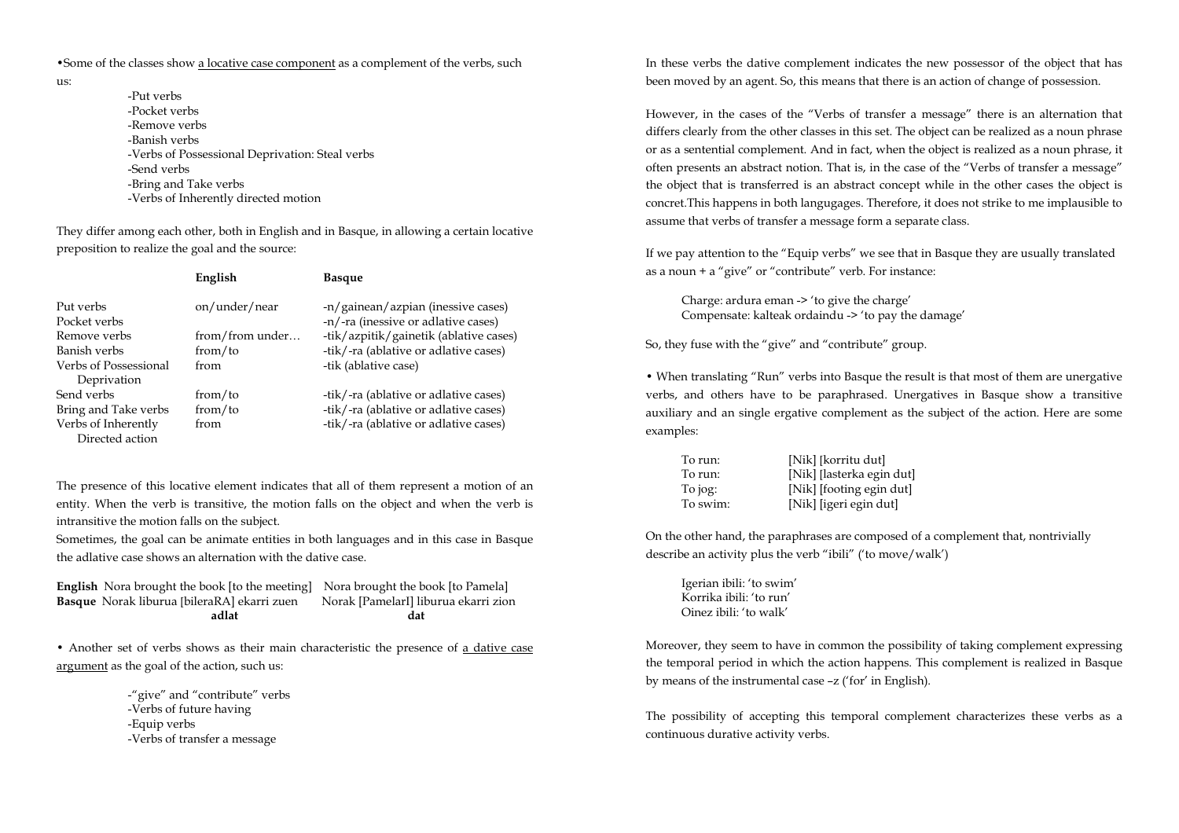•Some of the classes show <u>a locative case component</u> as a complement of the verbs, such us:

- -Put verbs
- -Pocket verbs
- -Remove verbs
- -Banish verbs
- -Verbs of Possessional Deprivation: Steal verbs
- -Send verbs
- -Bring and Take verbs
- -Verbs of Inherently directed motion

They differ among each other, both in English and in Basque, in allowing a certain locative preposition to realize the goal and the source:

| | English | Basque |
|---|---|---|
| Put verbs | on/under/near | -n/gainean/azpian (inessive cases) |
| Pocket verbs | | -n/-ra (inessive or adlative cases) |
| Remove verbs | from/from under… | -tik/azpitik/gainetik (ablative cases) |
| Banish verbs | from/to | -tik/-ra (ablative or adlative cases) |
| Verbs of Possessional Deprivation | from | -tik (ablative case) |
| Send verbs | from/to | -tik/-ra (ablative or adlative cases) |
| Bring and Take verbs | from/to | -tik/-ra (ablative or adlative cases) |
| Verbs of Inherently Directed action | from | -tik/-ra (ablative or adlative cases) |

The presence of this locative element indicates that all of them represent a motion of an entity. When the verb is transitive, the motion falls on the object and when the verb is intransitive the motion falls on the subject.
Sometimes, the goal can be animate entities in both languages and in this case in Basque the adlative case shows an alternation with the dative case.

| | | |
|---|---|---|
| **English** | Nora brought the book [to the meeting] | Nora brought the book [to Pamela] |
| **Basque** | Norak liburua [bileraRA] ekarri zuen | Norak [PamelarI] liburua ekarri zion |
| | **adlat** | **dat** |

• Another set of verbs shows as their main characteristic the presence of <u>a dative case argument</u> as the goal of the action, such us:

- -"give" and "contribute" verbs
- -Verbs of future having
- -Equip verbs
- -Verbs of transfer a message

In these verbs the dative complement indicates the new possessor of the object that has been moved by an agent. So, this means that there is an action of change of possession.

However, in the cases of the "Verbs of transfer a message" there is an alternation that differs clearly from the other classes in this set. The object can be realized as a noun phrase or as a sentential complement. And in fact, when the object is realized as a noun phrase, it often presents an abstract notion. That is, in the case of the "Verbs of transfer a message" the object that is transferred is an abstract concept while in the other cases the object is concret.This happens in both langugages. Therefore, it does not strike to me implausible to assume that verbs of transfer a message form a separate class.

If we pay attention to the "Equip verbs" we see that in Basque they are usually translated as a noun + a "give" or "contribute" verb. For instance:

> Charge: ardura eman -> 'to give the charge'
> Compensate: kalteak ordaindu -> 'to pay the damage'

So, they fuse with the "give" and "contribute" group.

• When translating "Run" verbs into Basque the result is that most of them are unergative verbs, and others have to be paraphrased. Unergatives in Basque show a transitive auxiliary and an single ergative complement as the subject of the action. Here are some examples:

| | |
|---|---|
| To run: | [Nik] [korritu dut] |
| To run: | [Nik] [lasterka egin dut] |
| To jog: | [Nik] [footing egin dut] |
| To swim: | [Nik] [igeri egin dut] |

On the other hand, the paraphrases are composed of a complement that, nontrivially describe an activity plus the verb "ibili" ('to move/walk')

> Igerian ibili: 'to swim'
> Korrika ibili: 'to run'
> Oinez ibili: 'to walk'

Moreover, they seem to have in common the possibility of taking complement expressing the temporal period in which the action happens. This complement is realized in Basque by means of the instrumental case –z ('for' in English).

The possibility of accepting this temporal complement characterizes these verbs as a continuous durative activity verbs.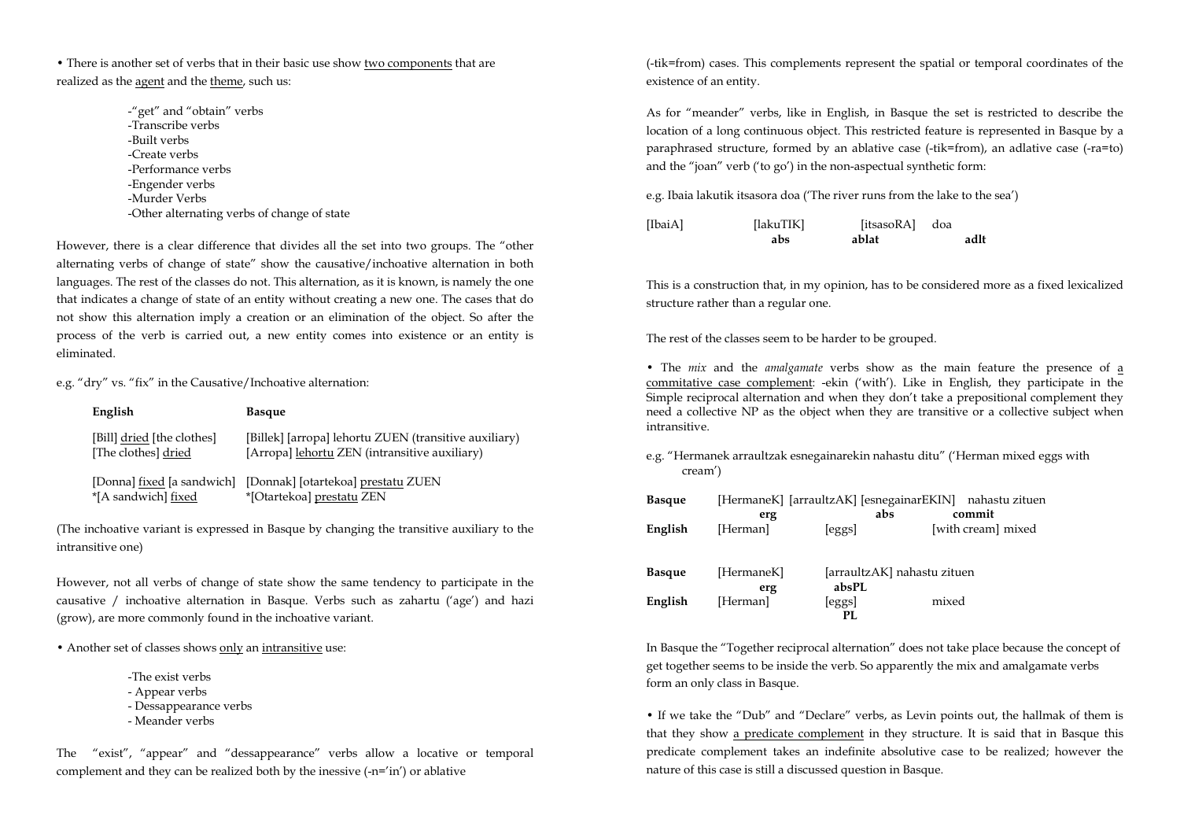• There is another set of verbs that in their basic use show <u>two components</u> that are realized as the <u>agent</u> and the <u>theme</u>, such us:

- -"get" and "obtain" verbs
- -Transcribe verbs
- -Built verbs
- -Create verbs
- -Performance verbs
- -Engender verbs
- -Murder Verbs
- -Other alternating verbs of change of state

However, there is a clear difference that divides all the set into two groups. The "other alternating verbs of change of state" show the causative/inchoative alternation in both languages. The rest of the classes do not. This alternation, as it is known, is namely the one that indicates a change of state of an entity without creating a new one. The cases that do not show this alternation imply a creation or an elimination of the object. So after the process of the verb is carried out, a new entity comes into existence or an entity is eliminated.

e.g. "dry" vs. "fix" in the Causative/Inchoative alternation:

| **English** | **Basque** |
|---|---|
| [Bill] <u>dried</u> [the clothes] | [Billek] [arropa] lehortu ZUEN (transitive auxiliary) |
| [The clothes] <u>dried</u> | [Arropa] <u>lehortu</u> ZEN (intransitive auxiliary) |
| [Donna] <u>fixed</u> [a sandwich] | [Donnak] [otartekoa] <u>prestatu</u> ZUEN |
| *[A sandwich] <u>fixed</u> | *[Otartekoa] <u>prestatu</u> ZEN |

(The inchoative variant is expressed in Basque by changing the transitive auxiliary to the intransitive one)

However, not all verbs of change of state show the same tendency to participate in the causative / inchoative alternation in Basque. Verbs such as zahartu ('age') and hazi (grow), are more commonly found in the inchoative variant.

• Another set of classes shows <u>only</u> an <u>intransitive</u> use:

- -The exist verbs
- - Appear verbs
- - Dessappearance verbs
- - Meander verbs

The "exist", "appear" and "dessappearance" verbs allow a locative or temporal complement and they can be realized both by the inessive (-n='in') or ablative (-tik=from) cases. This complements represent the spatial or temporal coordinates of the existence of an entity.

As for "meander" verbs, like in English, in Basque the set is restricted to describe the location of a long continuous object. This restricted feature is represented in Basque by a paraphrased structure, formed by an ablative case (-tik=from), an adlative case (-ra=to) and the "joan" verb ('to go') in the non-aspectual synthetic form:

e.g. Ibaia lakutik itsasora doa ('The river runs from the lake to the sea')

| [IbaiA] | [lakuTIK] | [itsasoRA] | doa |
|---|---|---|---|
| **abs** | **ablat** | **adlt** | |

This is a construction that, in my opinion, has to be considered more as a fixed lexicalized structure rather than a regular one.

The rest of the classes seem to be harder to be grouped.

• The *mix* and the *amalgamate* verbs show as the main feature the presence of <u>a commitative case complement</u>: -ekin ('with'). Like in English, they participate in the Simple reciprocal alternation and when they don't take a prepositional complement they need a collective NP as the object when they are transitive or a collective subject when intransitive.

e.g. "Hermanek arraultzak esnegainarekin nahastu ditu" ('Herman mixed eggs with cream')

| | | | | |
|---|---|---|---|---|
| **Basque** | [HermaneK] | [arraultzAK] | [esnegainarEKIN] | nahastu zituen |
| | **erg** | **abs** | **commit** | |
| **English** | [Herman] | [eggs] | [with cream] mixed | |

| | | | |
|---|---|---|---|
| **Basque** | [HermaneK] | [arraultzAK] | nahastu zituen |
| | **erg** | **absPL** | |
| **English** | [Herman] | [eggs] | mixed |
| | | **PL** | |

In Basque the "Together reciprocal alternation" does not take place because the concept of get together seems to be inside the verb. So apparently the mix and amalgamate verbs form an only class in Basque.

• If we take the "Dub" and "Declare" verbs, as Levin points out, the hallmak of them is that they show <u>a predicate complement</u> in they structure. It is said that in Basque this predicate complement takes an indefinite absolutive case to be realized; however the nature of this case is still a discussed question in Basque.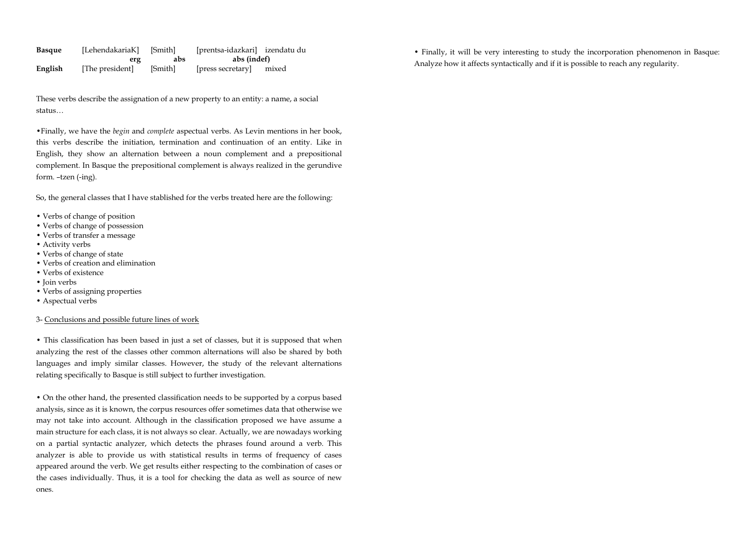| | | | | |
|---|---|---|---|---|
| **Basque** | [LehendakariaK] | [Smith] | [prentsa-idazkari] | izendatu du |
| | **erg** | **abs** | **abs (indef)** | |
| **English** | [The president] | [Smith] | [press secretary] | mixed |

These verbs describe the assignation of a new property to an entity: a name, a social status…

•Finally, we have the *begin* and *complete* aspectual verbs. As Levin mentions in her book, this verbs describe the initiation, termination and continuation of an entity. Like in English, they show an alternation between a noun complement and a prepositional complement. In Basque the prepositional complement is always realized in the gerundive form. –tzen (-ing).

So, the general classes that I have stablished for the verbs treated here are the following:

- Verbs of change of position
- Verbs of change of possession
- Verbs of transfer a message
- Activity verbs
- Verbs of change of state
- Verbs of creation and elimination
- Verbs of existence
- Join verbs
- Verbs of assigning properties
- Aspectual verbs

3- Conclusions and possible future lines of work

• This classification has been based in just a set of classes, but it is supposed that when analyzing the rest of the classes other common alternations will also be shared by both languages and imply similar classes. However, the study of the relevant alternations relating specifically to Basque is still subject to further investigation.

• On the other hand, the presented classification needs to be supported by a corpus based analysis, since as it is known, the corpus resources offer sometimes data that otherwise we may not take into account. Although in the classification proposed we have assume a main structure for each class, it is not always so clear. Actually, we are nowadays working on a partial syntactic analyzer, which detects the phrases found around a verb. This analyzer is able to provide us with statistical results in terms of frequency of cases appeared around the verb. We get results either respecting to the combination of cases or the cases individually. Thus, it is a tool for checking the data as well as source of new ones.

• Finally, it will be very interesting to study the incorporation phenomenon in Basque: Analyze how it affects syntactically and if it is possible to reach any regularity.